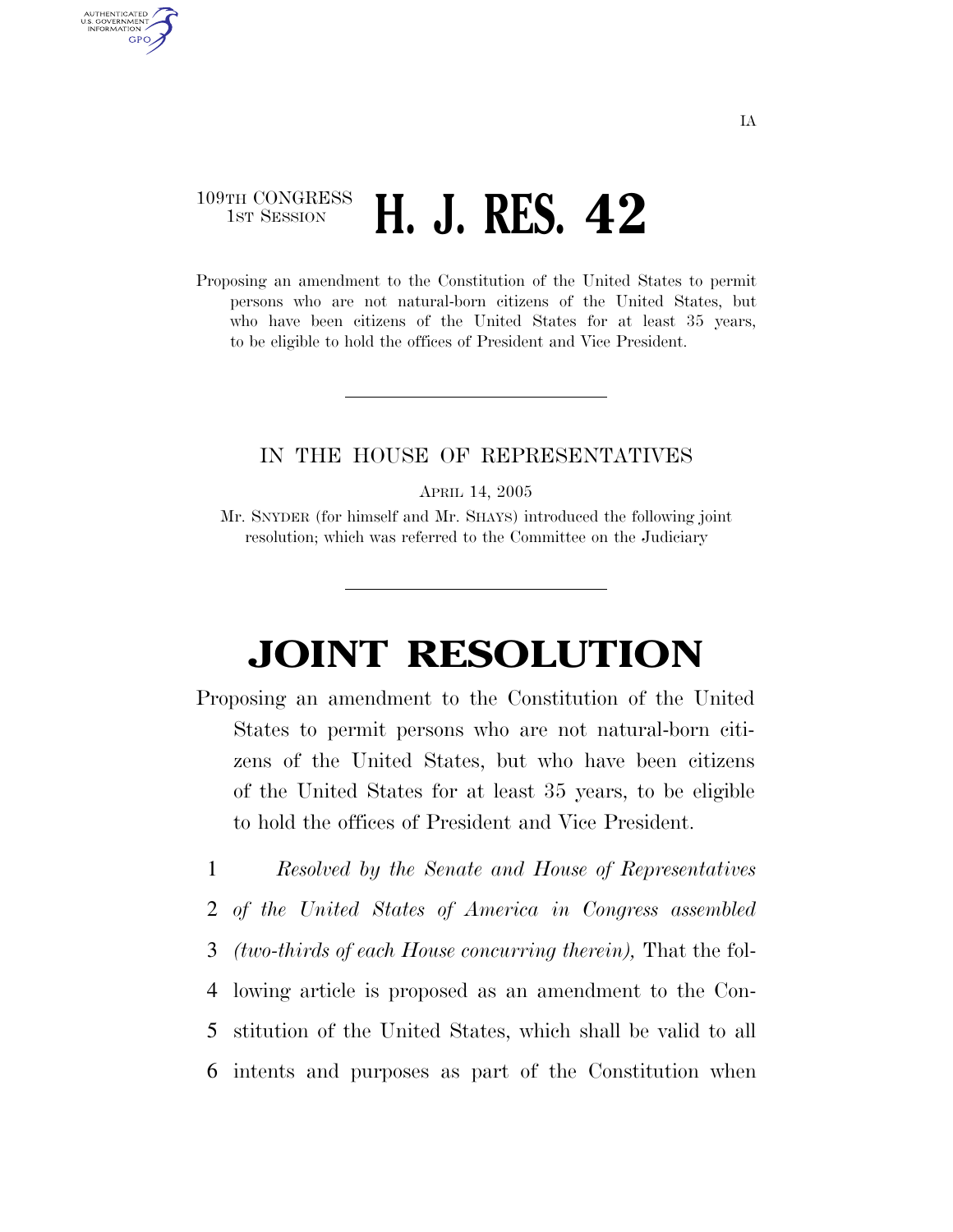109TH CONGRESS
1ST SESSION

# H. J. RES. 42

Proposing an amendment to the Constitution of the United States to permit persons who are not natural-born citizens of the United States, but who have been citizens of the United States for at least 35 years, to be eligible to hold the offices of President and Vice President.

---

IN THE HOUSE OF REPRESENTATIVES

APRIL 14, 2005

Mr. SNYDER (for himself and Mr. SHAYS) introduced the following joint resolution; which was referred to the Committee on the Judiciary

---

# JOINT RESOLUTION

Proposing an amendment to the Constitution of the United States to permit persons who are not natural-born citizens of the United States, but who have been citizens of the United States for at least 35 years, to be eligible to hold the offices of President and Vice President.

1 *Resolved by the Senate and House of Representatives*
2 *of the United States of America in Congress assembled*
3 *(two-thirds of each House concurring therein),* That the fol-
4 lowing article is proposed as an amendment to the Con-
5 stitution of the United States, which shall be valid to all
6 intents and purposes as part of the Constitution when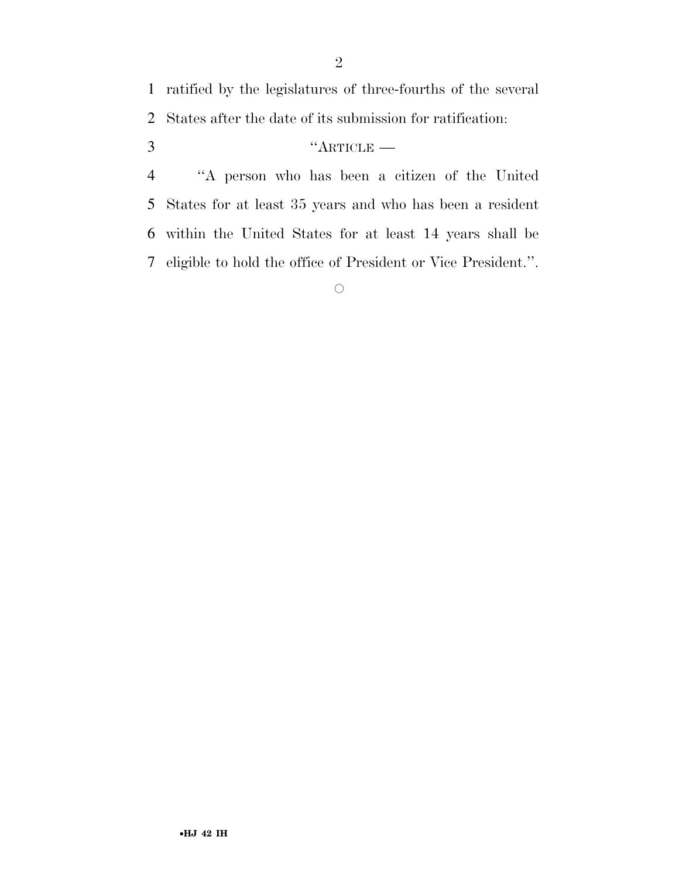ratified by the legislatures of three-fourths of the several States after the date of its submission for ratification:

"ARTICLE —

"A person who has been a citizen of the United States for at least 35 years and who has been a resident within the United States for at least 14 years shall be eligible to hold the office of President or Vice President.".

○